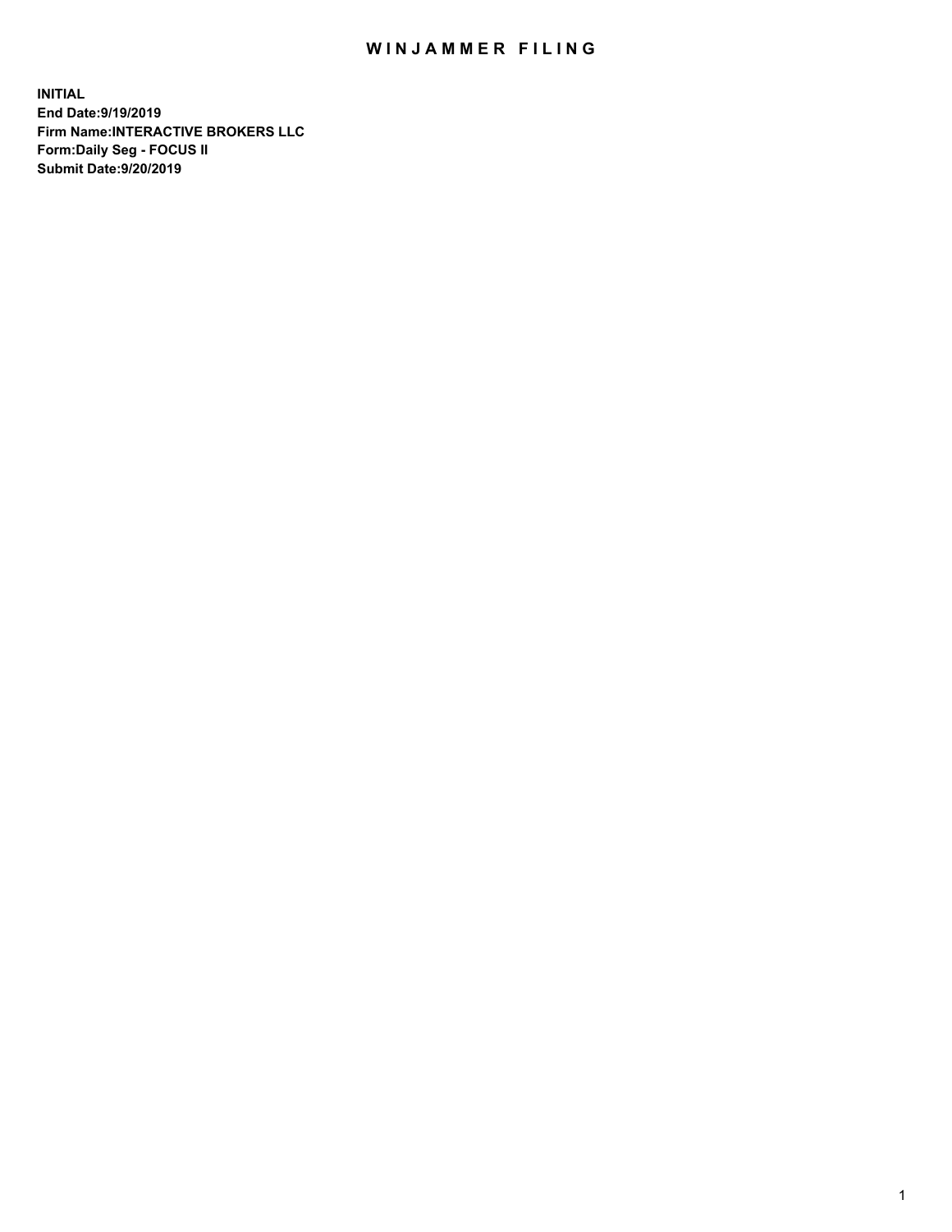# WINJAMMER FILING

**INITIAL**
**End Date:9/19/2019**
**Firm Name:INTERACTIVE BROKERS LLC**
**Form:Daily Seg - FOCUS II**
**Submit Date:9/20/2019**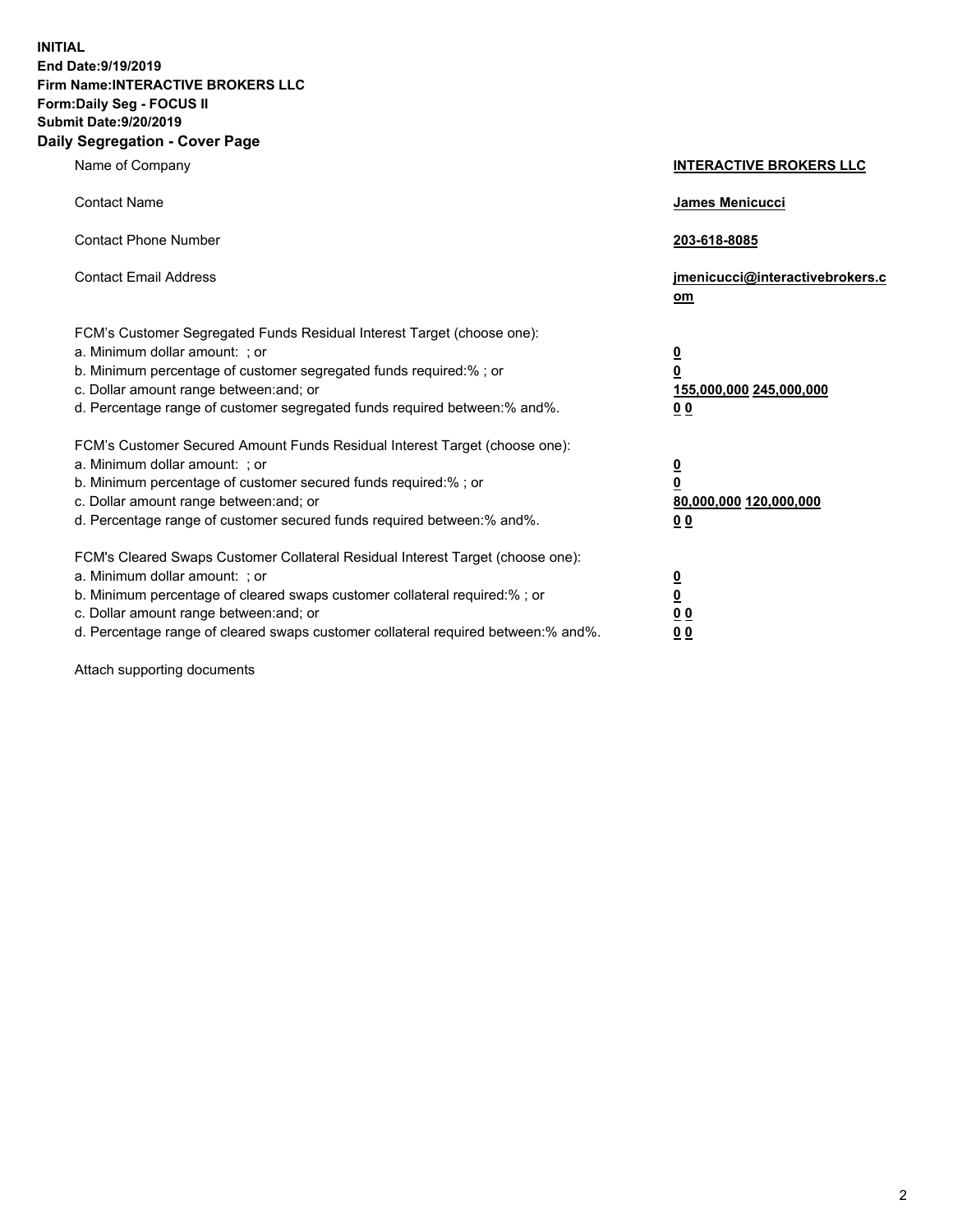**INITIAL**
**End Date:9/19/2019**
**Firm Name:INTERACTIVE BROKERS LLC**
**Form:Daily Seg - FOCUS II**
**Submit Date:9/20/2019**
**Daily Segregation - Cover Page**

| | |
|---|---|
| Name of Company | **INTERACTIVE BROKERS LLC** |
| Contact Name | **James Menicucci** |
| Contact Phone Number | **203-618-8085** |
| Contact Email Address | **jmenicucci@interactivebrokers.com** |

FCM's Customer Segregated Funds Residual Interest Target (choose one):

| | |
|---|---|
| a. Minimum dollar amount: ; or | **0** |
| b. Minimum percentage of customer segregated funds required:% ; or | **0** |
| c. Dollar amount range between:and; or | **155,000,000 245,000,000** |
| d. Percentage range of customer segregated funds required between:% and%. | **0 0** |

FCM's Customer Secured Amount Funds Residual Interest Target (choose one):

| | |
|---|---|
| a. Minimum dollar amount: ; or | **0** |
| b. Minimum percentage of customer secured funds required:% ; or | **0** |
| c. Dollar amount range between:and; or | **80,000,000 120,000,000** |
| d. Percentage range of customer secured funds required between:% and%. | **0 0** |

FCM's Cleared Swaps Customer Collateral Residual Interest Target (choose one):

| | |
|---|---|
| a. Minimum dollar amount: ; or | **0** |
| b. Minimum percentage of cleared swaps customer collateral required:% ; or | **0** |
| c. Dollar amount range between:and; or | **0 0** |
| d. Percentage range of cleared swaps customer collateral required between:% and%. | **0 0** |

Attach supporting documents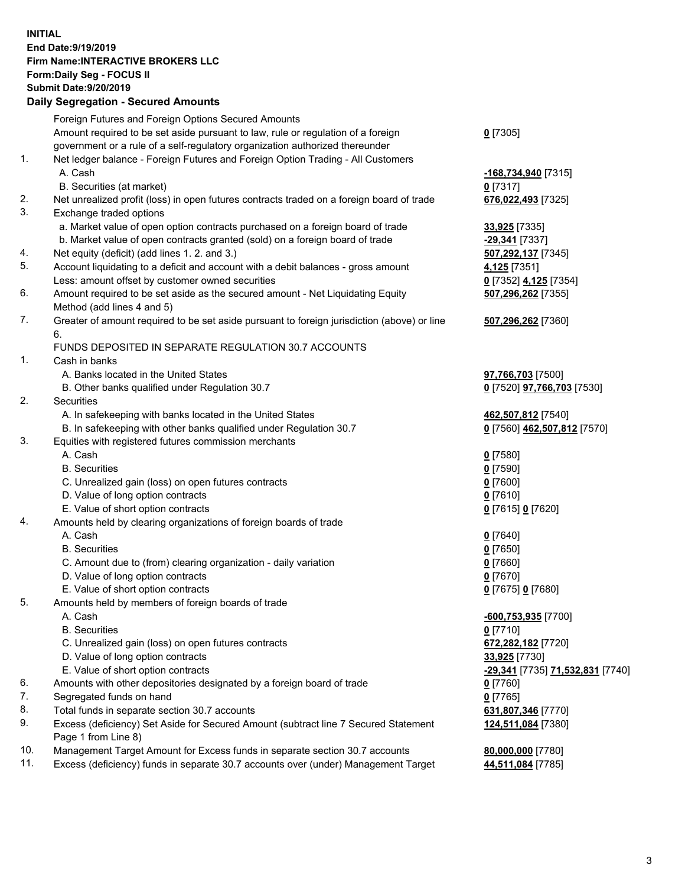**INITIAL**
**End Date:9/19/2019**
**Firm Name:INTERACTIVE BROKERS LLC**
**Form:Daily Seg - FOCUS II**
**Submit Date:9/20/2019**

## Daily Segregation - Secured Amounts

| | | |
|---|---|---|
| | Foreign Futures and Foreign Options Secured Amounts | |
| | Amount required to be set aside pursuant to law, rule or regulation of a foreign government or a rule of a self-regulatory organization authorized thereunder | **0** [7305] |
| 1. | Net ledger balance - Foreign Futures and Foreign Option Trading - All Customers | |
| | A. Cash | **-168,734,940** [7315] |
| | B. Securities (at market) | **0** [7317] |
| 2. | Net unrealized profit (loss) in open futures contracts traded on a foreign board of trade | **676,022,493** [7325] |
| 3. | Exchange traded options | |
| | a. Market value of open option contracts purchased on a foreign board of trade | **33,925** [7335] |
| | b. Market value of open contracts granted (sold) on a foreign board of trade | **-29,341** [7337] |
| 4. | Net equity (deficit) (add lines 1. 2. and 3.) | **507,292,137** [7345] |
| 5. | Account liquidating to a deficit and account with a debit balances - gross amount | **4,125** [7351] |
| | Less: amount offset by customer owned securities | **0** [7352] **4,125** [7354] |
| 6. | Amount required to be set aside as the secured amount - Net Liquidating Equity Method (add lines 4 and 5) | **507,296,262** [7355] |
| 7. | Greater of amount required to be set aside pursuant to foreign jurisdiction (above) or line 6. | **507,296,262** [7360] |
| | FUNDS DEPOSITED IN SEPARATE REGULATION 30.7 ACCOUNTS | |
| 1. | Cash in banks | |
| | A. Banks located in the United States | **97,766,703** [7500] |
| | B. Other banks qualified under Regulation 30.7 | **0** [7520] **97,766,703** [7530] |
| 2. | Securities | |
| | A. In safekeeping with banks located in the United States | **462,507,812** [7540] |
| | B. In safekeeping with other banks qualified under Regulation 30.7 | **0** [7560] **462,507,812** [7570] |
| 3. | Equities with registered futures commission merchants | |
| | A. Cash | **0** [7580] |
| | B. Securities | **0** [7590] |
| | C. Unrealized gain (loss) on open futures contracts | **0** [7600] |
| | D. Value of long option contracts | **0** [7610] |
| | E. Value of short option contracts | **0** [7615] **0** [7620] |
| 4. | Amounts held by clearing organizations of foreign boards of trade | |
| | A. Cash | **0** [7640] |
| | B. Securities | **0** [7650] |
| | C. Amount due to (from) clearing organization - daily variation | **0** [7660] |
| | D. Value of long option contracts | **0** [7670] |
| | E. Value of short option contracts | **0** [7675] **0** [7680] |
| 5. | Amounts held by members of foreign boards of trade | |
| | A. Cash | **-600,753,935** [7700] |
| | B. Securities | **0** [7710] |
| | C. Unrealized gain (loss) on open futures contracts | **672,282,182** [7720] |
| | D. Value of long option contracts | **33,925** [7730] |
| | E. Value of short option contracts | **-29,341** [7735] **71,532,831** [7740] |
| 6. | Amounts with other depositories designated by a foreign board of trade | **0** [7760] |
| 7. | Segregated funds on hand | **0** [7765] |
| 8. | Total funds in separate section 30.7 accounts | **631,807,346** [7770] |
| 9. | Excess (deficiency) Set Aside for Secured Amount (subtract line 7 Secured Statement Page 1 from Line 8) | **124,511,084** [7380] |
| 10. | Management Target Amount for Excess funds in separate section 30.7 accounts | **80,000,000** [7780] |
| 11. | Excess (deficiency) funds in separate 30.7 accounts over (under) Management Target | **44,511,084** [7785] |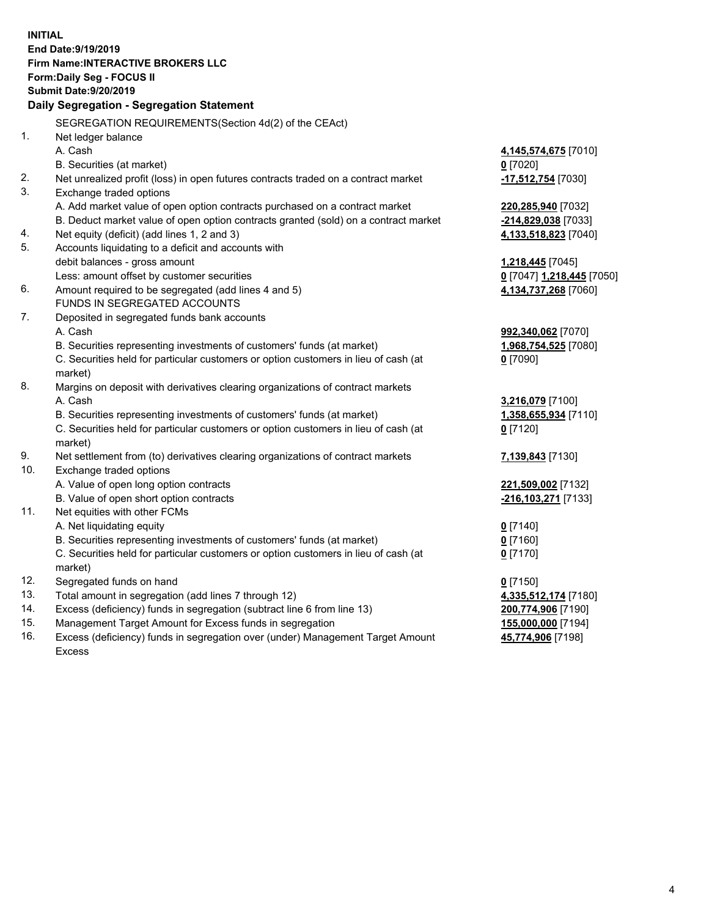**INITIAL**
**End Date:9/19/2019**
**Firm Name:INTERACTIVE BROKERS LLC**
**Form:Daily Seg - FOCUS II**
**Submit Date:9/20/2019**

## Daily Segregation - Segregation Statement

| | | |
|---|---|---|
| | SEGREGATION REQUIREMENTS(Section 4d(2) of the CEAct) | |
| 1. | Net ledger balance | |
| | A. Cash | **4,145,574,675** [7010] |
| | B. Securities (at market) | **0** [7020] |
| 2. | Net unrealized profit (loss) in open futures contracts traded on a contract market | **-17,512,754** [7030] |
| 3. | Exchange traded options | |
| | A. Add market value of open option contracts purchased on a contract market | **220,285,940** [7032] |
| | B. Deduct market value of open option contracts granted (sold) on a contract market | **-214,829,038** [7033] |
| 4. | Net equity (deficit) (add lines 1, 2 and 3) | **4,133,518,823** [7040] |
| 5. | Accounts liquidating to a deficit and accounts with | |
| | debit balances - gross amount | **1,218,445** [7045] |
| | Less: amount offset by customer securities | **0** [7047] **1,218,445** [7050] |
| 6. | Amount required to be segregated (add lines 4 and 5) | **4,134,737,268** [7060] |
| | FUNDS IN SEGREGATED ACCOUNTS | |
| 7. | Deposited in segregated funds bank accounts | |
| | A. Cash | **992,340,062** [7070] |
| | B. Securities representing investments of customers' funds (at market) | **1,968,754,525** [7080] |
| | C. Securities held for particular customers or option customers in lieu of cash (at market) | **0** [7090] |
| 8. | Margins on deposit with derivatives clearing organizations of contract markets | |
| | A. Cash | **3,216,079** [7100] |
| | B. Securities representing investments of customers' funds (at market) | **1,358,655,934** [7110] |
| | C. Securities held for particular customers or option customers in lieu of cash (at market) | **0** [7120] |
| 9. | Net settlement from (to) derivatives clearing organizations of contract markets | **7,139,843** [7130] |
| 10. | Exchange traded options | |
| | A. Value of open long option contracts | **221,509,002** [7132] |
| | B. Value of open short option contracts | **-216,103,271** [7133] |
| 11. | Net equities with other FCMs | |
| | A. Net liquidating equity | **0** [7140] |
| | B. Securities representing investments of customers' funds (at market) | **0** [7160] |
| | C. Securities held for particular customers or option customers in lieu of cash (at market) | **0** [7170] |
| 12. | Segregated funds on hand | **0** [7150] |
| 13. | Total amount in segregation (add lines 7 through 12) | **4,335,512,174** [7180] |
| 14. | Excess (deficiency) funds in segregation (subtract line 6 from line 13) | **200,774,906** [7190] |
| 15. | Management Target Amount for Excess funds in segregation | **155,000,000** [7194] |
| 16. | Excess (deficiency) funds in segregation over (under) Management Target Amount Excess | **45,774,906** [7198] |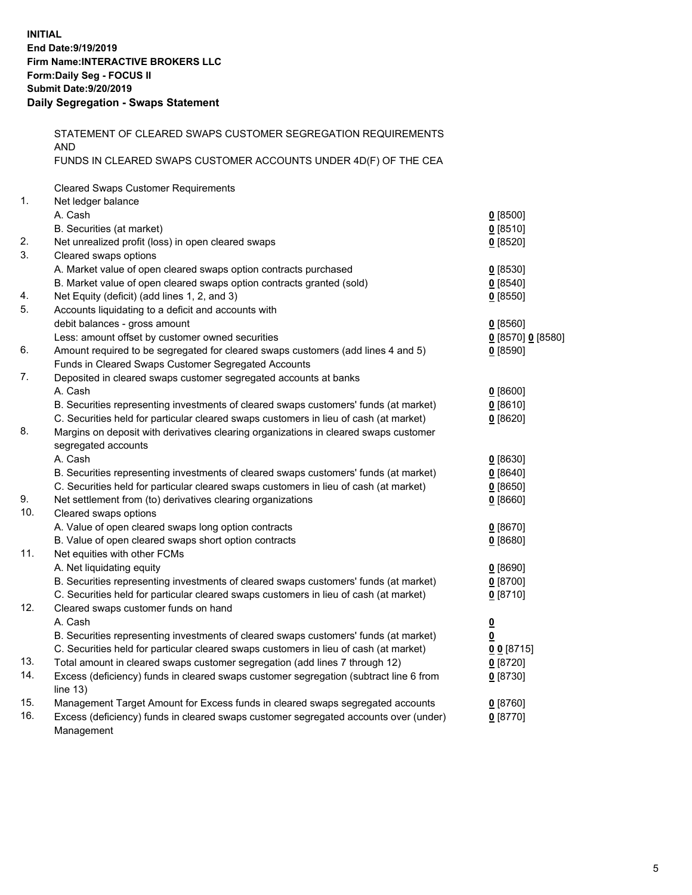**INITIAL**
**End Date:9/19/2019**
**Firm Name:INTERACTIVE BROKERS LLC**
**Form:Daily Seg - FOCUS II**
**Submit Date:9/20/2019**
**Daily Segregation - Swaps Statement**

STATEMENT OF CLEARED SWAPS CUSTOMER SEGREGATION REQUIREMENTS AND FUNDS IN CLEARED SWAPS CUSTOMER ACCOUNTS UNDER 4D(F) OF THE CEA

| | | |
|---|---|---|
| | Cleared Swaps Customer Requirements | |
| 1. | Net ledger balance | |
| | A. Cash | 0 [8500] |
| | B. Securities (at market) | 0 [8510] |
| 2. | Net unrealized profit (loss) in open cleared swaps | 0 [8520] |
| 3. | Cleared swaps options | |
| | A. Market value of open cleared swaps option contracts purchased | 0 [8530] |
| | B. Market value of open cleared swaps option contracts granted (sold) | 0 [8540] |
| 4. | Net Equity (deficit) (add lines 1, 2, and 3) | 0 [8550] |
| 5. | Accounts liquidating to a deficit and accounts with debit balances - gross amount | 0 [8560] |
| | Less: amount offset by customer owned securities | 0 [8570] 0 [8580] |
| 6. | Amount required to be segregated for cleared swaps customers (add lines 4 and 5) | 0 [8590] |
| | Funds in Cleared Swaps Customer Segregated Accounts | |
| 7. | Deposited in cleared swaps customer segregated accounts at banks | |
| | A. Cash | 0 [8600] |
| | B. Securities representing investments of cleared swaps customers' funds (at market) | 0 [8610] |
| | C. Securities held for particular cleared swaps customers in lieu of cash (at market) | 0 [8620] |
| 8. | Margins on deposit with derivatives clearing organizations in cleared swaps customer segregated accounts | |
| | A. Cash | 0 [8630] |
| | B. Securities representing investments of cleared swaps customers' funds (at market) | 0 [8640] |
| | C. Securities held for particular cleared swaps customers in lieu of cash (at market) | 0 [8650] |
| 9. | Net settlement from (to) derivatives clearing organizations | 0 [8660] |
| 10. | Cleared swaps options | |
| | A. Value of open cleared swaps long option contracts | 0 [8670] |
| | B. Value of open cleared swaps short option contracts | 0 [8680] |
| 11. | Net equities with other FCMs | |
| | A. Net liquidating equity | 0 [8690] |
| | B. Securities representing investments of cleared swaps customers' funds (at market) | 0 [8700] |
| | C. Securities held for particular cleared swaps customers in lieu of cash (at market) | 0 [8710] |
| 12. | Cleared swaps customer funds on hand | |
| | A. Cash | 0 |
| | B. Securities representing investments of cleared swaps customers' funds (at market) | 0 |
| | C. Securities held for particular cleared swaps customers in lieu of cash (at market) | 0 0 [8715] |
| 13. | Total amount in cleared swaps customer segregation (add lines 7 through 12) | 0 [8720] |
| 14. | Excess (deficiency) funds in cleared swaps customer segregation (subtract line 6 from line 13) | 0 [8730] |
| 15. | Management Target Amount for Excess funds in cleared swaps segregated accounts | 0 [8760] |
| 16. | Excess (deficiency) funds in cleared swaps customer segregated accounts over (under) Management | 0 [8770] |